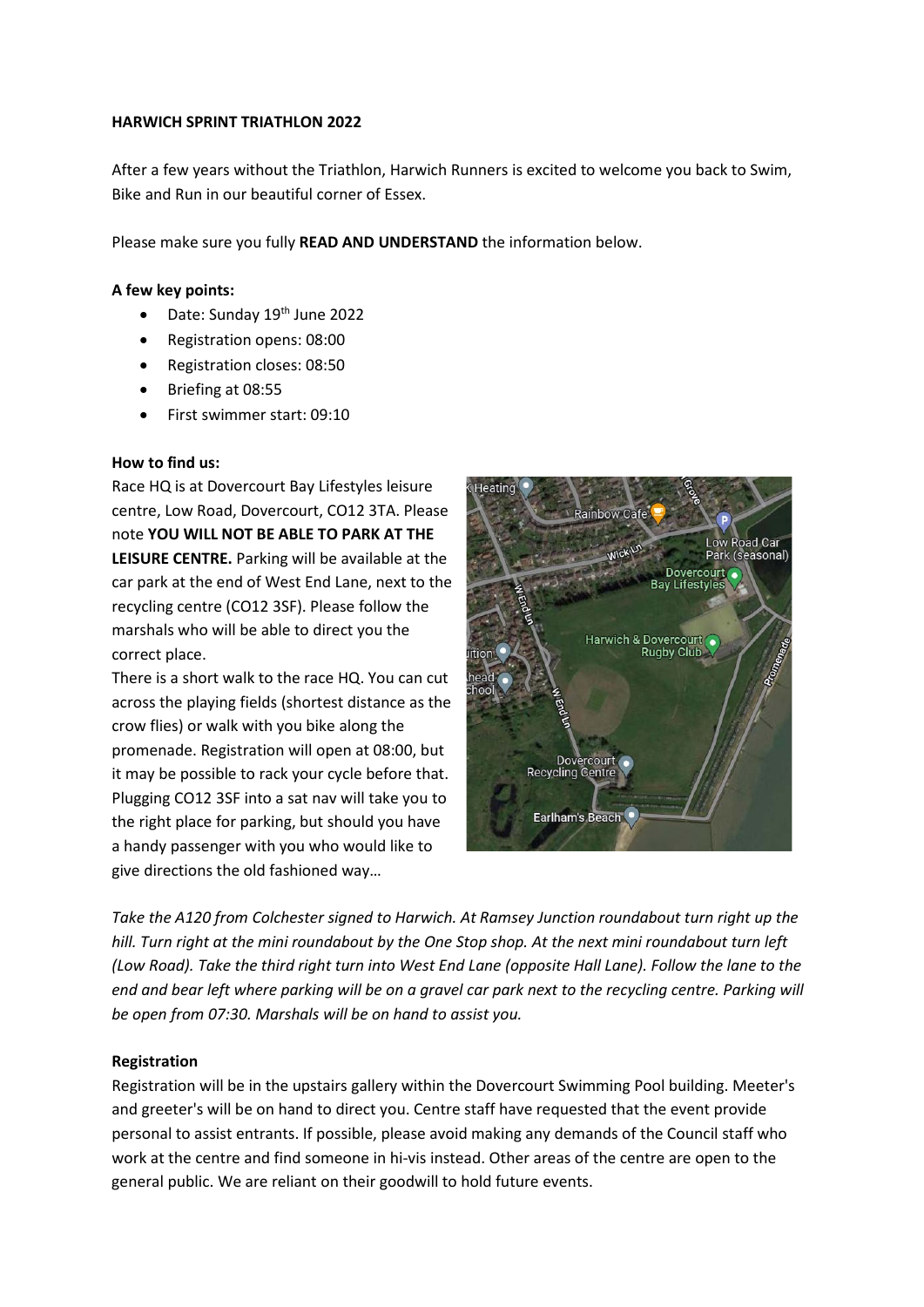**HARWICH SPRINT TRIATHLON 2022**

After a few years without the Triathlon, Harwich Runners is excited to welcome you back to Swim, Bike and Run in our beautiful corner of Essex.

Please make sure you fully **READ AND UNDERSTAND** the information below.

**A few key points:**

- Date: Sunday 19th June 2022
- Registration opens: 08:00
- Registration closes: 08:50
- Briefing at 08:55
- First swimmer start: 09:10

**How to find us:**

Race HQ is at Dovercourt Bay Lifestyles leisure centre, Low Road, Dovercourt, CO12 3TA. Please note **YOU WILL NOT BE ABLE TO PARK AT THE LEISURE CENTRE.** Parking will be available at the car park at the end of West End Lane, next to the recycling centre (CO12 3SF). Please follow the marshals who will be able to direct you the correct place.

There is a short walk to the race HQ. You can cut across the playing fields (shortest distance as the crow flies) or walk with you bike along the promenade. Registration will open at 08:00, but it may be possible to rack your cycle before that. Plugging CO12 3SF into a sat nav will take you to the right place for parking, but should you have a handy passenger with you who would like to give directions the old fashioned way…

*Take the A120 from Colchester signed to Harwich. At Ramsey Junction roundabout turn right up the hill. Turn right at the mini roundabout by the One Stop shop. At the next mini roundabout turn left (Low Road). Take the third right turn into West End Lane (opposite Hall Lane). Follow the lane to the end and bear left where parking will be on a gravel car park next to the recycling centre. Parking will be open from 07:30. Marshals will be on hand to assist you.*

**Registration**

Registration will be in the upstairs gallery within the Dovercourt Swimming Pool building. Meeter's and greeter's will be on hand to direct you. Centre staff have requested that the event provide personal to assist entrants. If possible, please avoid making any demands of the Council staff who work at the centre and find someone in hi-vis instead. Other areas of the centre are open to the general public. We are reliant on their goodwill to hold future events.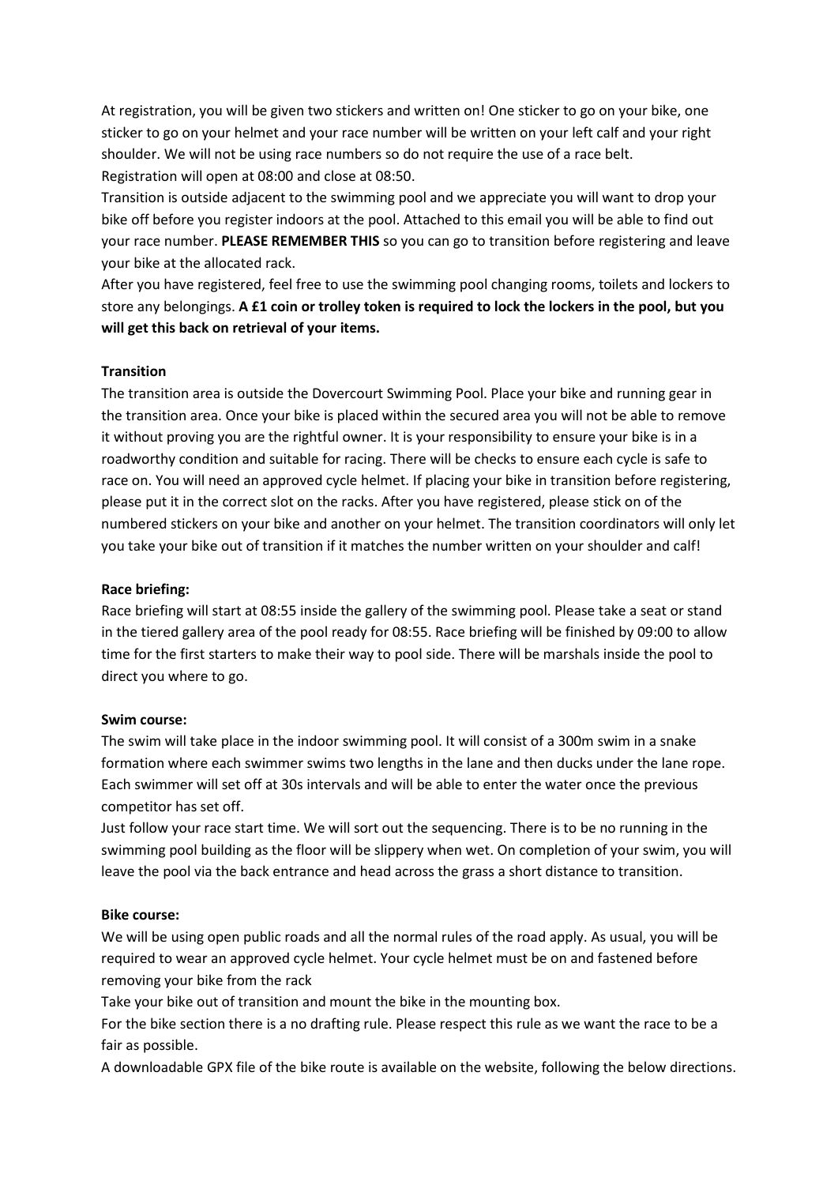At registration, you will be given two stickers and written on! One sticker to go on your bike, one sticker to go on your helmet and your race number will be written on your left calf and your right shoulder. We will not be using race numbers so do not require the use of a race belt.
Registration will open at 08:00 and close at 08:50.
Transition is outside adjacent to the swimming pool and we appreciate you will want to drop your bike off before you register indoors at the pool. Attached to this email you will be able to find out your race number. **PLEASE REMEMBER THIS** so you can go to transition before registering and leave your bike at the allocated rack.
After you have registered, feel free to use the swimming pool changing rooms, toilets and lockers to store any belongings. **A £1 coin or trolley token is required to lock the lockers in the pool, but you will get this back on retrieval of your items.**

**Transition**

The transition area is outside the Dovercourt Swimming Pool. Place your bike and running gear in the transition area. Once your bike is placed within the secured area you will not be able to remove it without proving you are the rightful owner. It is your responsibility to ensure your bike is in a roadworthy condition and suitable for racing. There will be checks to ensure each cycle is safe to race on. You will need an approved cycle helmet. If placing your bike in transition before registering, please put it in the correct slot on the racks. After you have registered, please stick on of the numbered stickers on your bike and another on your helmet. The transition coordinators will only let you take your bike out of transition if it matches the number written on your shoulder and calf!

**Race briefing:**

Race briefing will start at 08:55 inside the gallery of the swimming pool. Please take a seat or stand in the tiered gallery area of the pool ready for 08:55. Race briefing will be finished by 09:00 to allow time for the first starters to make their way to pool side. There will be marshals inside the pool to direct you where to go.

**Swim course:**

The swim will take place in the indoor swimming pool. It will consist of a 300m swim in a snake formation where each swimmer swims two lengths in the lane and then ducks under the lane rope. Each swimmer will set off at 30s intervals and will be able to enter the water once the previous competitor has set off.
Just follow your race start time. We will sort out the sequencing. There is to be no running in the swimming pool building as the floor will be slippery when wet. On completion of your swim, you will leave the pool via the back entrance and head across the grass a short distance to transition.

**Bike course:**

We will be using open public roads and all the normal rules of the road apply. As usual, you will be required to wear an approved cycle helmet. Your cycle helmet must be on and fastened before removing your bike from the rack
Take your bike out of transition and mount the bike in the mounting box.
For the bike section there is a no drafting rule. Please respect this rule as we want the race to be a fair as possible.
A downloadable GPX file of the bike route is available on the website, following the below directions.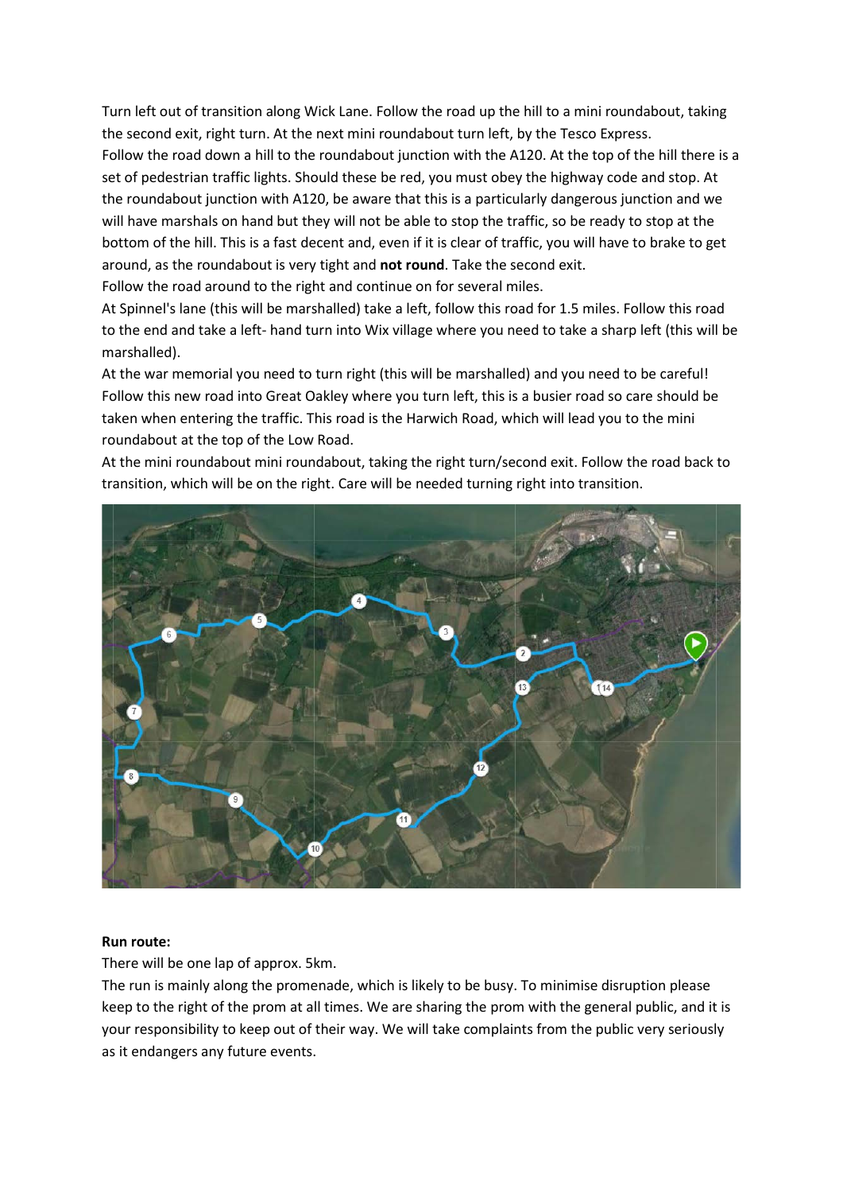Turn left out of transition along Wick Lane. Follow the road up the hill to a mini roundabout, taking the second exit, right turn. At the next mini roundabout turn left, by the Tesco Express.
Follow the road down a hill to the roundabout junction with the A120. At the top of the hill there is a set of pedestrian traffic lights. Should these be red, you must obey the highway code and stop. At the roundabout junction with A120, be aware that this is a particularly dangerous junction and we will have marshals on hand but they will not be able to stop the traffic, so be ready to stop at the bottom of the hill. This is a fast decent and, even if it is clear of traffic, you will have to brake to get around, as the roundabout is very tight and **not round**. Take the second exit.
Follow the road around to the right and continue on for several miles.
At Spinnel's lane (this will be marshalled) take a left, follow this road for 1.5 miles. Follow this road to the end and take a left- hand turn into Wix village where you need to take a sharp left (this will be marshalled).
At the war memorial you need to turn right (this will be marshalled) and you need to be careful! Follow this new road into Great Oakley where you turn left, this is a busier road so care should be taken when entering the traffic. This road is the Harwich Road, which will lead you to the mini roundabout at the top of the Low Road.
At the mini roundabout mini roundabout, taking the right turn/second exit. Follow the road back to transition, which will be on the right. Care will be needed turning right into transition.

**Run route:**

There will be one lap of approx. 5km.

The run is mainly along the promenade, which is likely to be busy. To minimise disruption please keep to the right of the prom at all times. We are sharing the prom with the general public, and it is your responsibility to keep out of their way. We will take complaints from the public very seriously as it endangers any future events.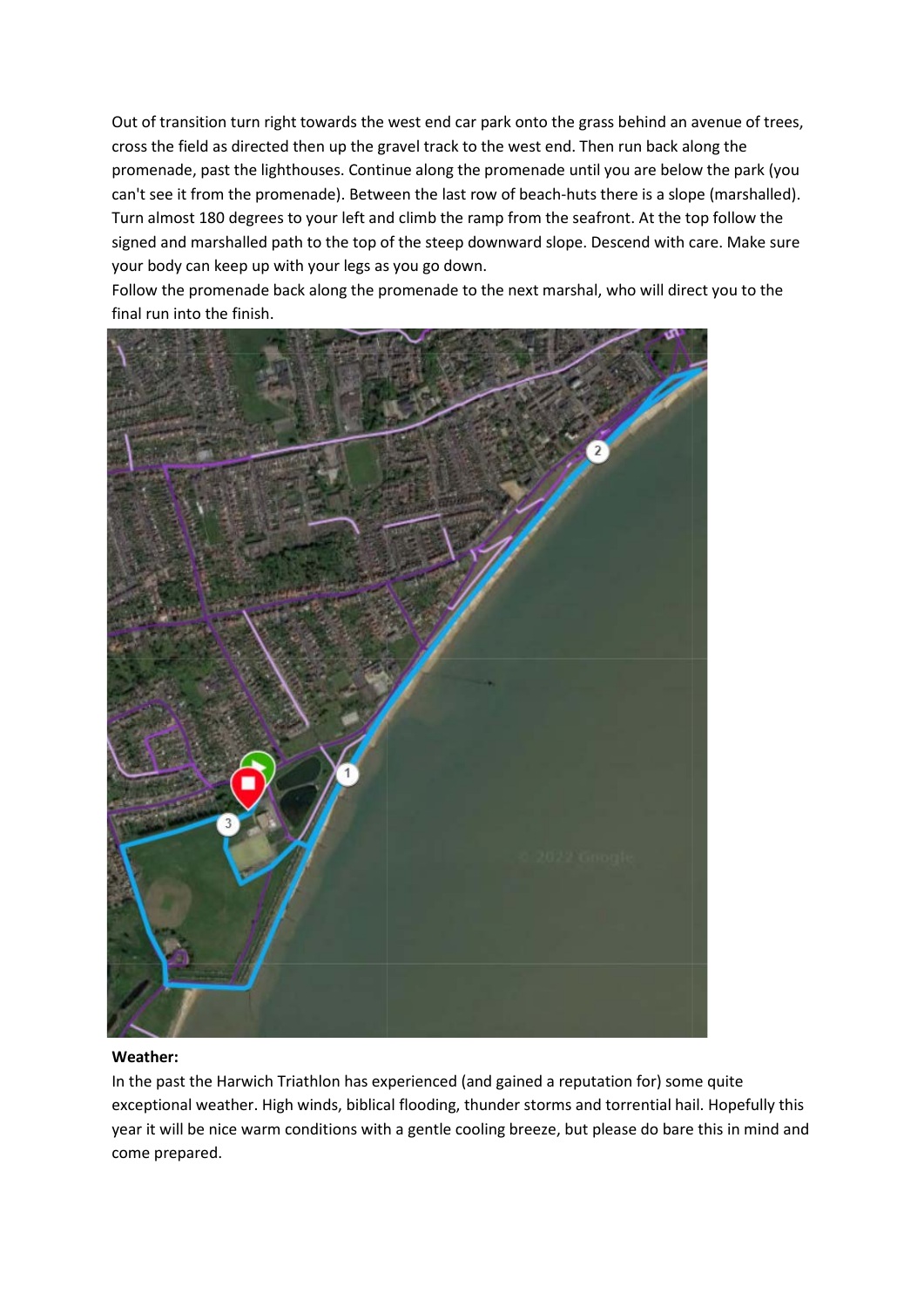Out of transition turn right towards the west end car park onto the grass behind an avenue of trees, cross the field as directed then up the gravel track to the west end. Then run back along the promenade, past the lighthouses. Continue along the promenade until you are below the park (you can't see it from the promenade). Between the last row of beach-huts there is a slope (marshalled). Turn almost 180 degrees to your left and climb the ramp from the seafront. At the top follow the signed and marshalled path to the top of the steep downward slope. Descend with care. Make sure your body can keep up with your legs as you go down.
Follow the promenade back along the promenade to the next marshal, who will direct you to the final run into the finish.

**Weather:**
In the past the Harwich Triathlon has experienced (and gained a reputation for) some quite exceptional weather. High winds, biblical flooding, thunder storms and torrential hail. Hopefully this year it will be nice warm conditions with a gentle cooling breeze, but please do bare this in mind and come prepared.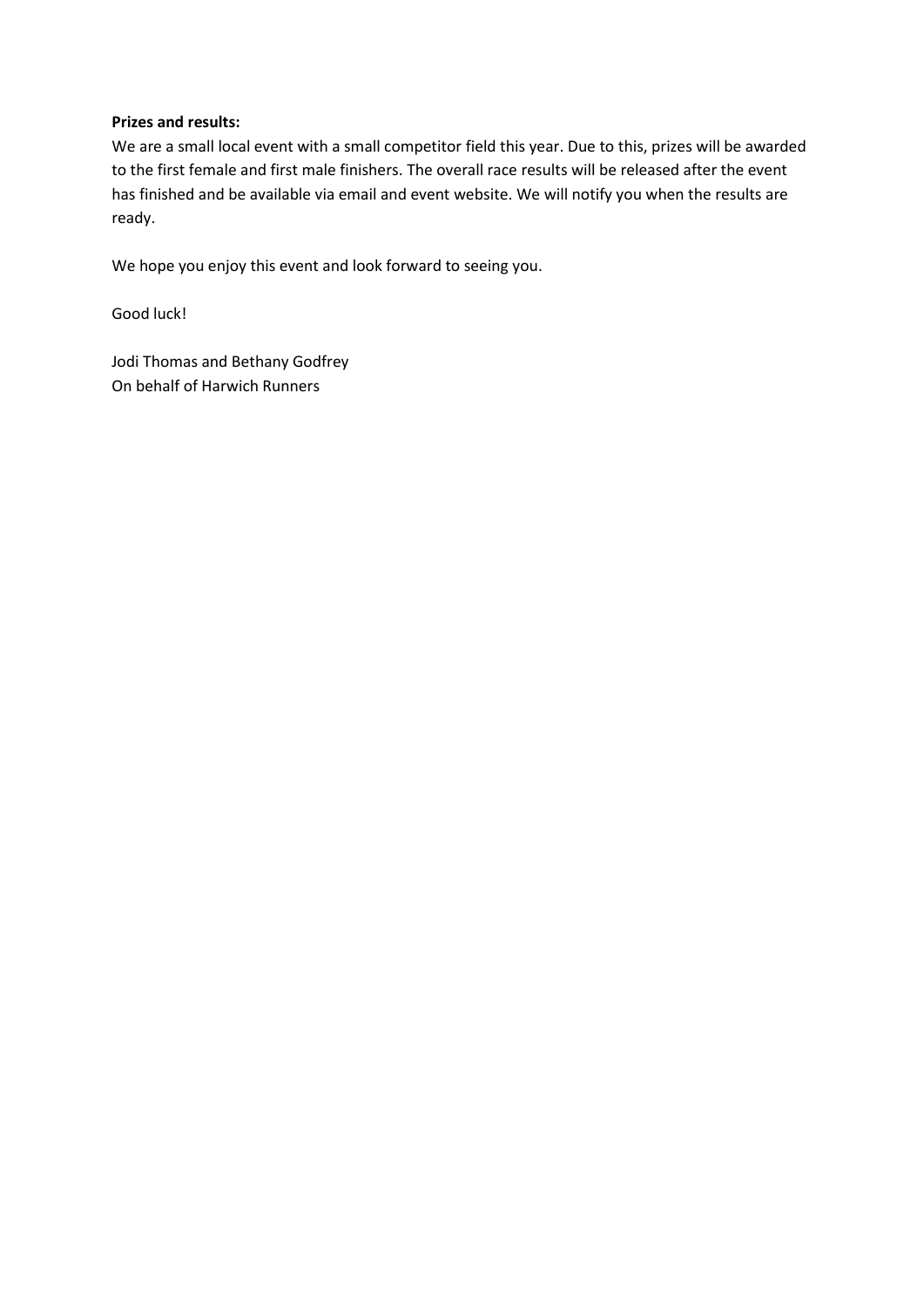**Prizes and results:**

We are a small local event with a small competitor field this year. Due to this, prizes will be awarded to the first female and first male finishers. The overall race results will be released after the event has finished and be available via email and event website. We will notify you when the results are ready.

We hope you enjoy this event and look forward to seeing you.

Good luck!

Jodi Thomas and Bethany Godfrey
On behalf of Harwich Runners